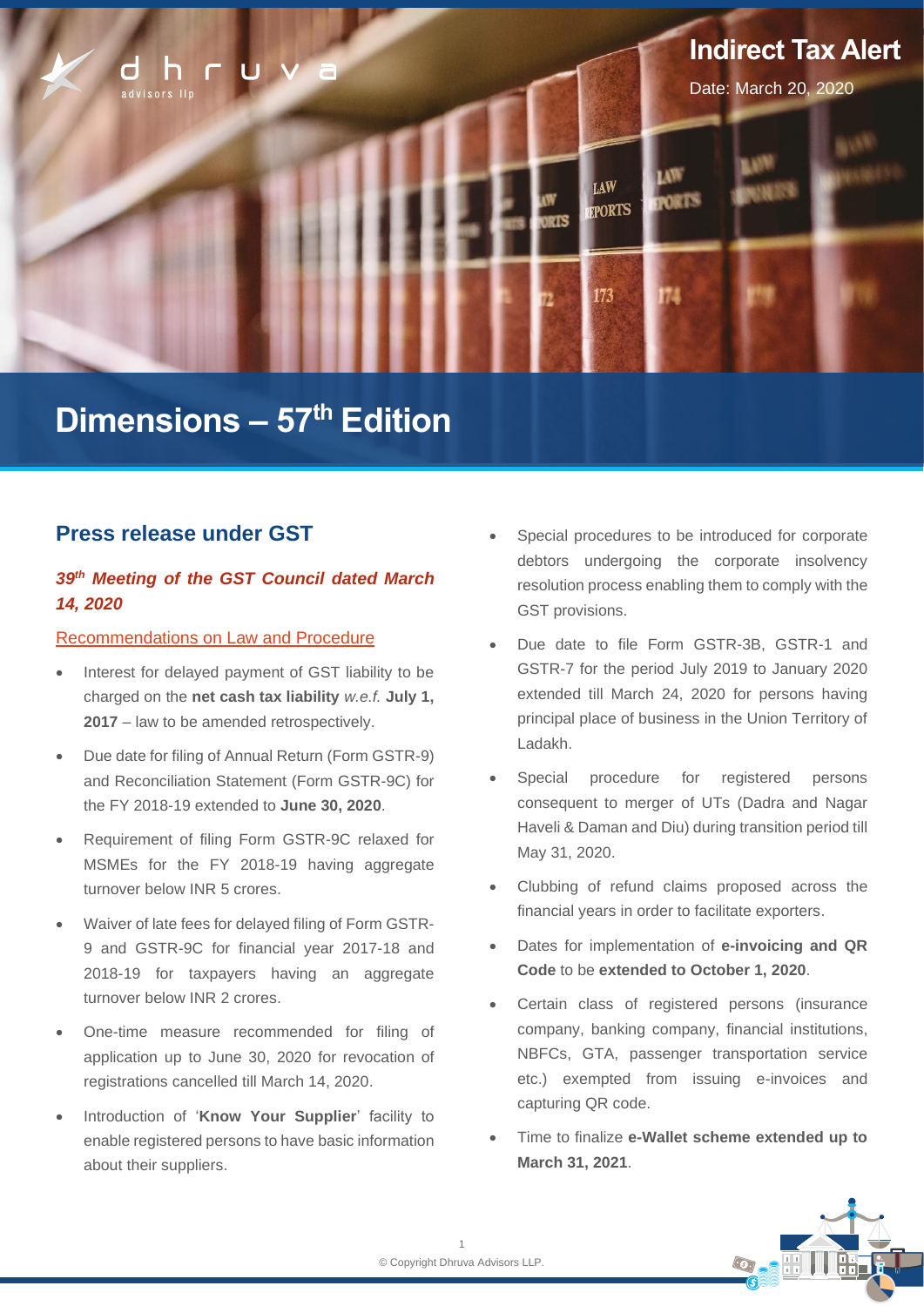Indirect Tax Alert

Date: March 20, 2020

# Dimensions – 57th Edition

## Press release under GST

### *39th Meeting of the GST Council dated March 14, 2020*

Recommendations on Law and Procedure

- Interest for delayed payment of GST liability to be charged on the **net cash tax liability** *w.e.f.* **July 1, 2017** – law to be amended retrospectively.
- Due date for filing of Annual Return (Form GSTR-9) and Reconciliation Statement (Form GSTR-9C) for the FY 2018-19 extended to **June 30, 2020**.
- Requirement of filing Form GSTR-9C relaxed for MSMEs for the FY 2018-19 having aggregate turnover below INR 5 crores.
- Waiver of late fees for delayed filing of Form GSTR-9 and GSTR-9C for financial year 2017-18 and 2018-19 for taxpayers having an aggregate turnover below INR 2 crores.
- One-time measure recommended for filing of application up to June 30, 2020 for revocation of registrations cancelled till March 14, 2020.
- Introduction of '**Know Your Supplier**' facility to enable registered persons to have basic information about their suppliers.
- Special procedures to be introduced for corporate debtors undergoing the corporate insolvency resolution process enabling them to comply with the GST provisions.
- Due date to file Form GSTR-3B, GSTR-1 and GSTR-7 for the period July 2019 to January 2020 extended till March 24, 2020 for persons having principal place of business in the Union Territory of Ladakh.
- Special procedure for registered persons consequent to merger of UTs (Dadra and Nagar Haveli & Daman and Diu) during transition period till May 31, 2020.
- Clubbing of refund claims proposed across the financial years in order to facilitate exporters.
- Dates for implementation of **e-invoicing and QR Code** to be **extended to October 1, 2020**.
- Certain class of registered persons (insurance company, banking company, financial institutions, NBFCs, GTA, passenger transportation service etc.) exempted from issuing e-invoices and capturing QR code.
- Time to finalize **e-Wallet scheme extended up to March 31, 2021**.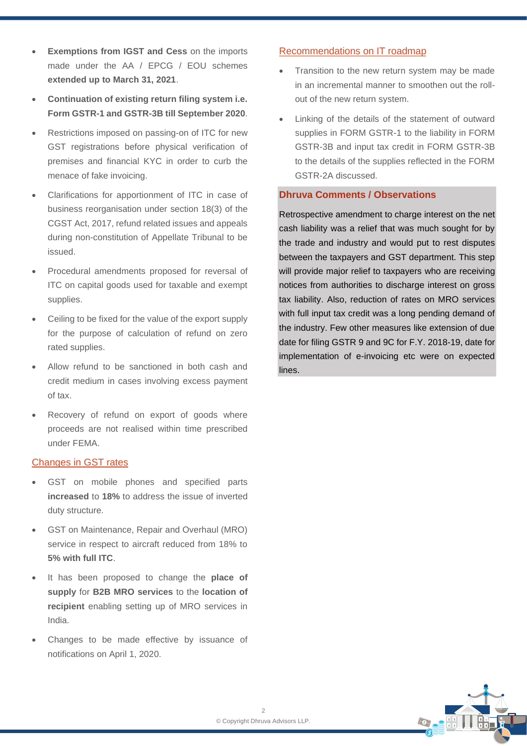- **Exemptions from IGST and Cess** on the imports made under the AA / EPCG / EOU schemes **extended up to March 31, 2021**.
- **Continuation of existing return filing system i.e. Form GSTR-1 and GSTR-3B till September 2020**.
- Restrictions imposed on passing-on of ITC for new GST registrations before physical verification of premises and financial KYC in order to curb the menace of fake invoicing.
- Clarifications for apportionment of ITC in case of business reorganisation under section 18(3) of the CGST Act, 2017, refund related issues and appeals during non-constitution of Appellate Tribunal to be issued.
- Procedural amendments proposed for reversal of ITC on capital goods used for taxable and exempt supplies.
- Ceiling to be fixed for the value of the export supply for the purpose of calculation of refund on zero rated supplies.
- Allow refund to be sanctioned in both cash and credit medium in cases involving excess payment of tax.
- Recovery of refund on export of goods where proceeds are not realised within time prescribed under FEMA.

## Changes in GST rates

- GST on mobile phones and specified parts **increased** to **18%** to address the issue of inverted duty structure.
- GST on Maintenance, Repair and Overhaul (MRO) service in respect to aircraft reduced from 18% to **5% with full ITC**.
- It has been proposed to change the **place of supply** for **B2B MRO services** to the **location of recipient** enabling setting up of MRO services in India.
- Changes to be made effective by issuance of notifications on April 1, 2020.

## Recommendations on IT roadmap

- Transition to the new return system may be made in an incremental manner to smoothen out the roll-out of the new return system.
- Linking of the details of the statement of outward supplies in FORM GSTR-1 to the liability in FORM GSTR-3B and input tax credit in FORM GSTR-3B to the details of the supplies reflected in the FORM GSTR-2A discussed.

## Dhruva Comments / Observations

Retrospective amendment to charge interest on the net cash liability was a relief that was much sought for by the trade and industry and would put to rest disputes between the taxpayers and GST department. This step will provide major relief to taxpayers who are receiving notices from authorities to discharge interest on gross tax liability. Also, reduction of rates on MRO services with full input tax credit was a long pending demand of the industry. Few other measures like extension of due date for filing GSTR 9 and 9C for F.Y. 2018-19, date for implementation of e-invoicing etc were on expected lines.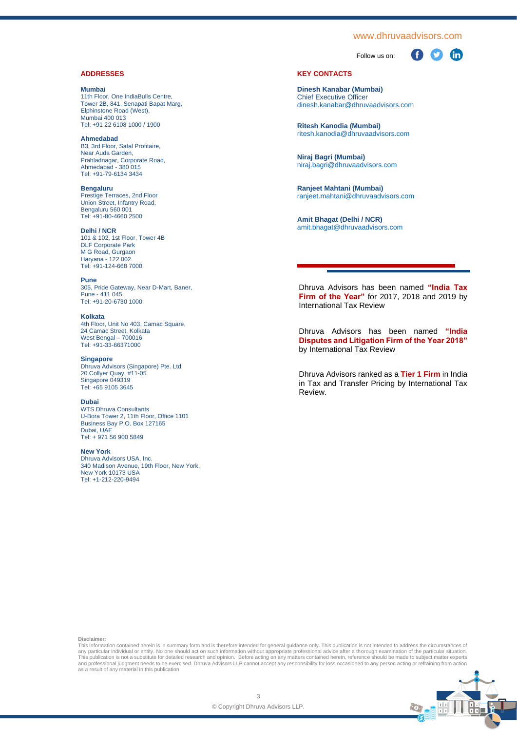www.dhruvaadvisors.com

Follow us on:

## ADDRESSES

**Mumbai**
11th Floor, One IndiaBulls Centre,
Tower 2B, 841, Senapati Bapat Marg,
Elphinstone Road (West),
Mumbai 400 013
Tel: +91 22 6108 1000 / 1900

**Ahmedabad**
B3, 3rd Floor, Safal Profitaire,
Near Auda Garden,
Prahladnagar, Corporate Road,
Ahmedabad - 380 015
Tel: +91-79-6134 3434

**Bengaluru**
Prestige Terraces, 2nd Floor
Union Street, Infantry Road,
Bengaluru 560 001
Tel: +91-80-4660 2500

**Delhi / NCR**
101 & 102, 1st Floor, Tower 4B
DLF Corporate Park
M G Road, Gurgaon
Haryana - 122 002
Tel: +91-124-668 7000

**Pune**
305, Pride Gateway, Near D-Mart, Baner,
Pune - 411 045
Tel: +91-20-6730 1000

**Kolkata**
4th Floor, Unit No 403, Camac Square,
24 Camac Street, Kolkata
West Bengal – 700016
Tel: +91-33-66371000

**Singapore**
Dhruva Advisors (Singapore) Pte. Ltd.
20 Collyer Quay, #11-05
Singapore 049319
Tel: +65 9105 3645

**Dubai**
WTS Dhruva Consultants
U-Bora Tower 2, 11th Floor, Office 1101
Business Bay P.O. Box 127165
Dubai, UAE
Tel: + 971 56 900 5849

**New York**
Dhruva Advisors USA, Inc.
340 Madison Avenue, 19th Floor, New York,
New York 10173 USA
Tel: +1-212-220-9494

## KEY CONTACTS

**Dinesh Kanabar (Mumbai)**
Chief Executive Officer
dinesh.kanabar@dhruvaadvisors.com

**Ritesh Kanodia (Mumbai)**
ritesh.kanodia@dhruvaadvisors.com

**Niraj Bagri (Mumbai)**
niraj.bagri@dhruvaadvisors.com

**Ranjeet Mahtani (Mumbai)**
ranjeet.mahtani@dhruvaadvisors.com

**Amit Bhagat (Delhi / NCR)**
amit.bhagat@dhruvaadvisors.com

Dhruva Advisors has been named **"India Tax Firm of the Year"** for 2017, 2018 and 2019 by International Tax Review

Dhruva Advisors has been named **"India Disputes and Litigation Firm of the Year 2018"** by International Tax Review

Dhruva Advisors ranked as a **Tier 1 Firm** in India in Tax and Transfer Pricing by International Tax Review.

**Disclaimer:**
This information contained herein is in summary form and is therefore intended for general guidance only. This publication is not intended to address the circumstances of any particular individual or entity. No one should act on such information without appropriate professional advice after a thorough examination of the particular situation. This publication is not a substitute for detailed research and opinion. Before acting on any matters contained herein, reference should be made to subject matter experts and professional judgment needs to be exercised. Dhruva Advisors LLP cannot accept any responsibility for loss occasioned to any person acting or refraining from action as a result of any material in this publication

© Copyright Dhruva Advisors LLP.